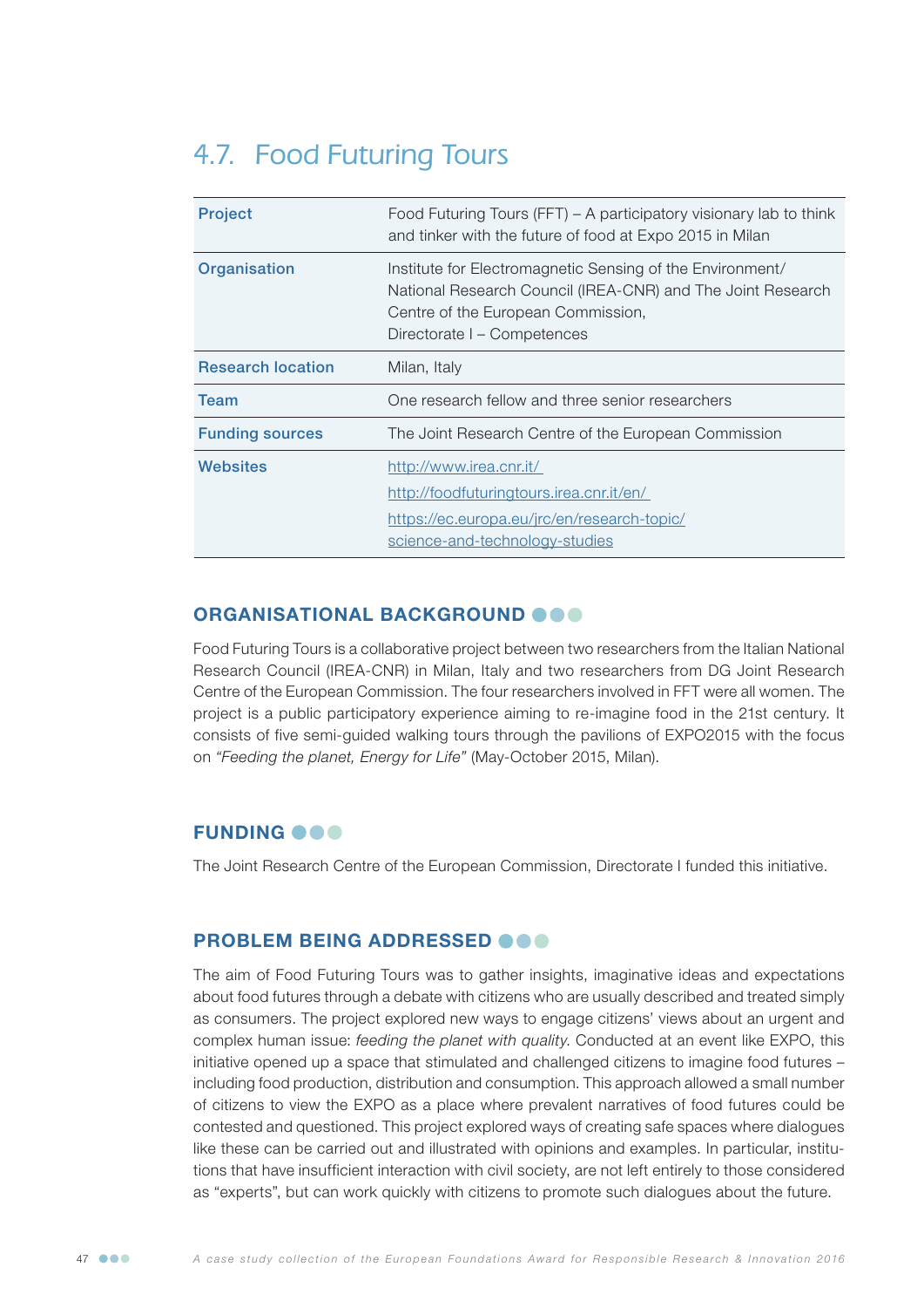## 4.7. Food Futuring Tours

| | |
|---|---|
| **Project** | Food Futuring Tours (FFT) – A participatory visionary lab to think and tinker with the future of food at Expo 2015 in Milan |
| **Organisation** | Institute for Electromagnetic Sensing of the Environment/ National Research Council (IREA-CNR) and The Joint Research Centre of the European Commission, Directorate I – Competences |
| **Research location** | Milan, Italy |
| **Team** | One research fellow and three senior researchers |
| **Funding sources** | The Joint Research Centre of the European Commission |
| **Websites** | http://www.irea.cnr.it/ <br> http://foodfuturingtours.irea.cnr.it/en/ <br> https://ec.europa.eu/jrc/en/research-topic/science-and-technology-studies |

### ORGANISATIONAL BACKGROUND

Food Futuring Tours is a collaborative project between two researchers from the Italian National Research Council (IREA-CNR) in Milan, Italy and two researchers from DG Joint Research Centre of the European Commission. The four researchers involved in FFT were all women. The project is a public participatory experience aiming to re-imagine food in the 21st century. It consists of five semi-guided walking tours through the pavilions of EXPO2015 with the focus on *"Feeding the planet, Energy for Life"* (May-October 2015, Milan).

### FUNDING

The Joint Research Centre of the European Commission, Directorate I funded this initiative.

### PROBLEM BEING ADDRESSED

The aim of Food Futuring Tours was to gather insights, imaginative ideas and expectations about food futures through a debate with citizens who are usually described and treated simply as consumers. The project explored new ways to engage citizens' views about an urgent and complex human issue: *feeding the planet with quality*. Conducted at an event like EXPO, this initiative opened up a space that stimulated and challenged citizens to imagine food futures – including food production, distribution and consumption. This approach allowed a small number of citizens to view the EXPO as a place where prevalent narratives of food futures could be contested and questioned. This project explored ways of creating safe spaces where dialogues like these can be carried out and illustrated with opinions and examples. In particular, institutions that have insufficient interaction with civil society, are not left entirely to those considered as "experts", but can work quickly with citizens to promote such dialogues about the future.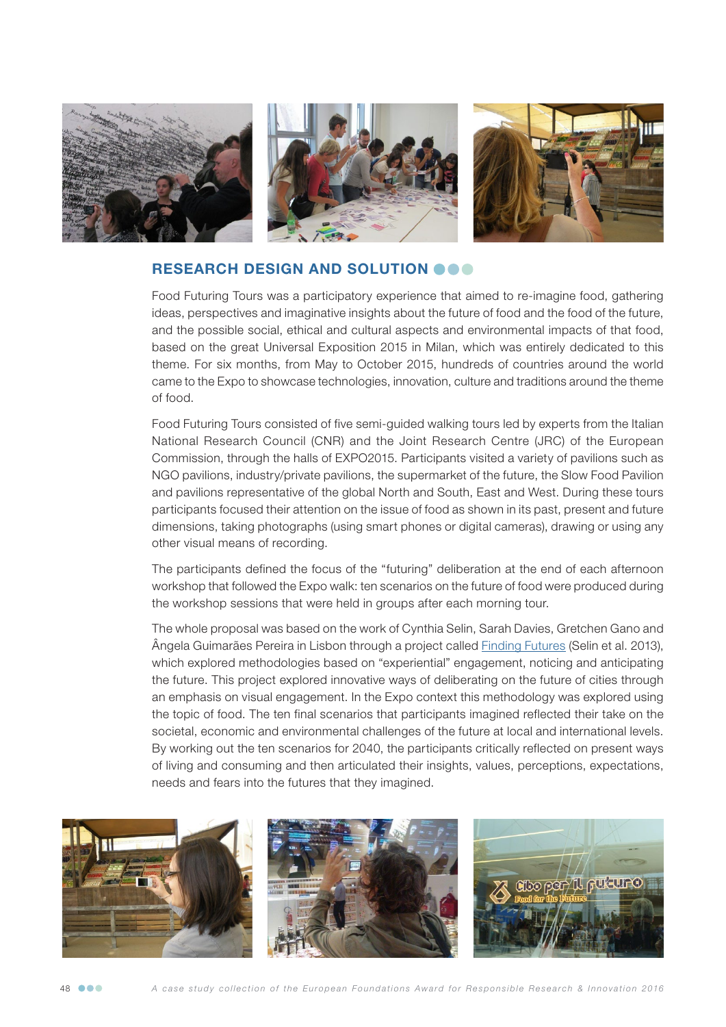## RESEARCH DESIGN AND SOLUTION

Food Futuring Tours was a participatory experience that aimed to re-imagine food, gathering ideas, perspectives and imaginative insights about the future of food and the food of the future, and the possible social, ethical and cultural aspects and environmental impacts of that food, based on the great Universal Exposition 2015 in Milan, which was entirely dedicated to this theme. For six months, from May to October 2015, hundreds of countries around the world came to the Expo to showcase technologies, innovation, culture and traditions around the theme of food.

Food Futuring Tours consisted of five semi-guided walking tours led by experts from the Italian National Research Council (CNR) and the Joint Research Centre (JRC) of the European Commission, through the halls of EXPO2015. Participants visited a variety of pavilions such as NGO pavilions, industry/private pavilions, the supermarket of the future, the Slow Food Pavilion and pavilions representative of the global North and South, East and West. During these tours participants focused their attention on the issue of food as shown in its past, present and future dimensions, taking photographs (using smart phones or digital cameras), drawing or using any other visual means of recording.

The participants defined the focus of the "futuring" deliberation at the end of each afternoon workshop that followed the Expo walk: ten scenarios on the future of food were produced during the workshop sessions that were held in groups after each morning tour.

The whole proposal was based on the work of Cynthia Selin, Sarah Davies, Gretchen Gano and Ângela Guimarães Pereira in Lisbon through a project called Finding Futures (Selin et al. 2013), which explored methodologies based on "experiential" engagement, noticing and anticipating the future. This project explored innovative ways of deliberating on the future of cities through an emphasis on visual engagement. In the Expo context this methodology was explored using the topic of food. The ten final scenarios that participants imagined reflected their take on the societal, economic and environmental challenges of the future at local and international levels. By working out the ten scenarios for 2040, the participants critically reflected on present ways of living and consuming and then articulated their insights, values, perceptions, expectations, needs and fears into the futures that they imagined.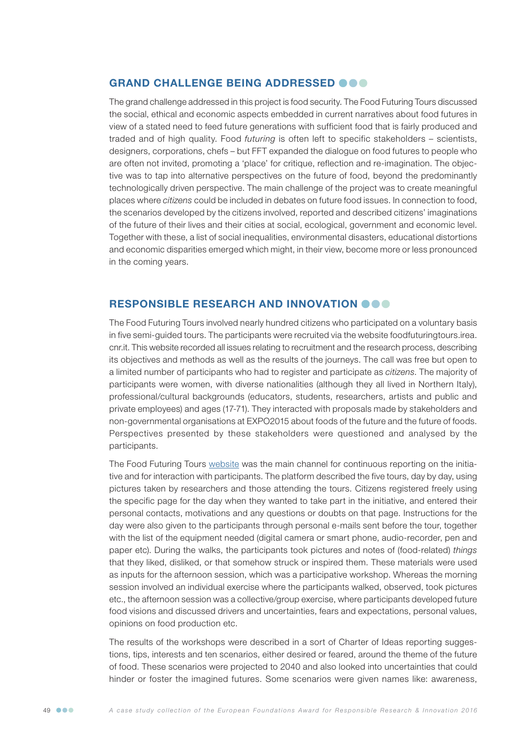## GRAND CHALLENGE BEING ADDRESSED

The grand challenge addressed in this project is food security. The Food Futuring Tours discussed the social, ethical and economic aspects embedded in current narratives about food futures in view of a stated need to feed future generations with sufficient food that is fairly produced and traded and of high quality. Food *futuring* is often left to specific stakeholders – scientists, designers, corporations, chefs – but FFT expanded the dialogue on food futures to people who are often not invited, promoting a 'place' for critique, reflection and re-imagination. The objective was to tap into alternative perspectives on the future of food, beyond the predominantly technologically driven perspective. The main challenge of the project was to create meaningful places where *citizens* could be included in debates on future food issues. In connection to food, the scenarios developed by the citizens involved, reported and described citizens' imaginations of the future of their lives and their cities at social, ecological, government and economic level. Together with these, a list of social inequalities, environmental disasters, educational distortions and economic disparities emerged which might, in their view, become more or less pronounced in the coming years.

## RESPONSIBLE RESEARCH AND INNOVATION

The Food Futuring Tours involved nearly hundred citizens who participated on a voluntary basis in five semi-guided tours. The participants were recruited via the website foodfuturingtours.irea.cnr.it. This website recorded all issues relating to recruitment and the research process, describing its objectives and methods as well as the results of the journeys. The call was free but open to a limited number of participants who had to register and participate as *citizens*. The majority of participants were women, with diverse nationalities (although they all lived in Northern Italy), professional/cultural backgrounds (educators, students, researchers, artists and public and private employees) and ages (17-71). They interacted with proposals made by stakeholders and non-governmental organisations at EXPO2015 about foods of the future and the future of foods. Perspectives presented by these stakeholders were questioned and analysed by the participants.

The Food Futuring Tours website was the main channel for continuous reporting on the initiative and for interaction with participants. The platform described the five tours, day by day, using pictures taken by researchers and those attending the tours. Citizens registered freely using the specific page for the day when they wanted to take part in the initiative, and entered their personal contacts, motivations and any questions or doubts on that page. Instructions for the day were also given to the participants through personal e-mails sent before the tour, together with the list of the equipment needed (digital camera or smart phone, audio-recorder, pen and paper etc). During the walks, the participants took pictures and notes of (food-related) *things* that they liked, disliked, or that somehow struck or inspired them. These materials were used as inputs for the afternoon session, which was a participative workshop. Whereas the morning session involved an individual exercise where the participants walked, observed, took pictures etc., the afternoon session was a collective/group exercise, where participants developed future food visions and discussed drivers and uncertainties, fears and expectations, personal values, opinions on food production etc.

The results of the workshops were described in a sort of Charter of Ideas reporting suggestions, tips, interests and ten scenarios, either desired or feared, around the theme of the future of food. These scenarios were projected to 2040 and also looked into uncertainties that could hinder or foster the imagined futures. Some scenarios were given names like: awareness,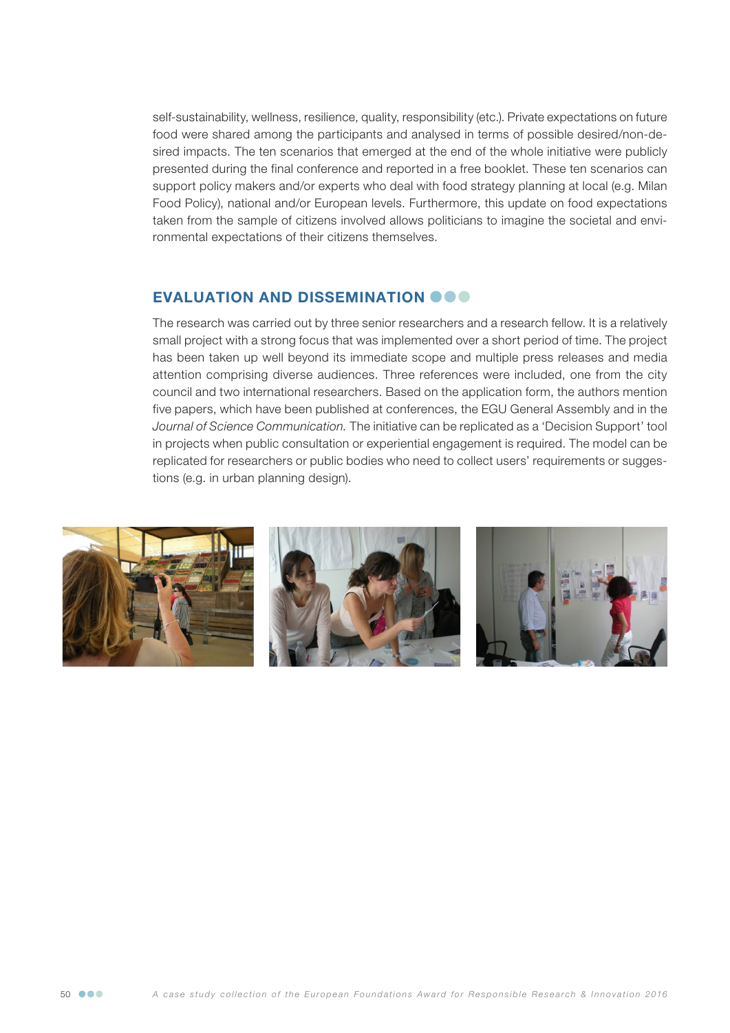self-sustainability, wellness, resilience, quality, responsibility (etc.). Private expectations on future food were shared among the participants and analysed in terms of possible desired/non-desired impacts. The ten scenarios that emerged at the end of the whole initiative were publicly presented during the final conference and reported in a free booklet. These ten scenarios can support policy makers and/or experts who deal with food strategy planning at local (e.g. Milan Food Policy), national and/or European levels. Furthermore, this update on food expectations taken from the sample of citizens involved allows politicians to imagine the societal and environmental expectations of their citizens themselves.

## EVALUATION AND DISSEMINATION

The research was carried out by three senior researchers and a research fellow. It is a relatively small project with a strong focus that was implemented over a short period of time. The project has been taken up well beyond its immediate scope and multiple press releases and media attention comprising diverse audiences. Three references were included, one from the city council and two international researchers. Based on the application form, the authors mention five papers, which have been published at conferences, the EGU General Assembly and in the *Journal of Science Communication.* The initiative can be replicated as a 'Decision Support' tool in projects when public consultation or experiential engagement is required. The model can be replicated for researchers or public bodies who need to collect users' requirements or suggestions (e.g. in urban planning design).